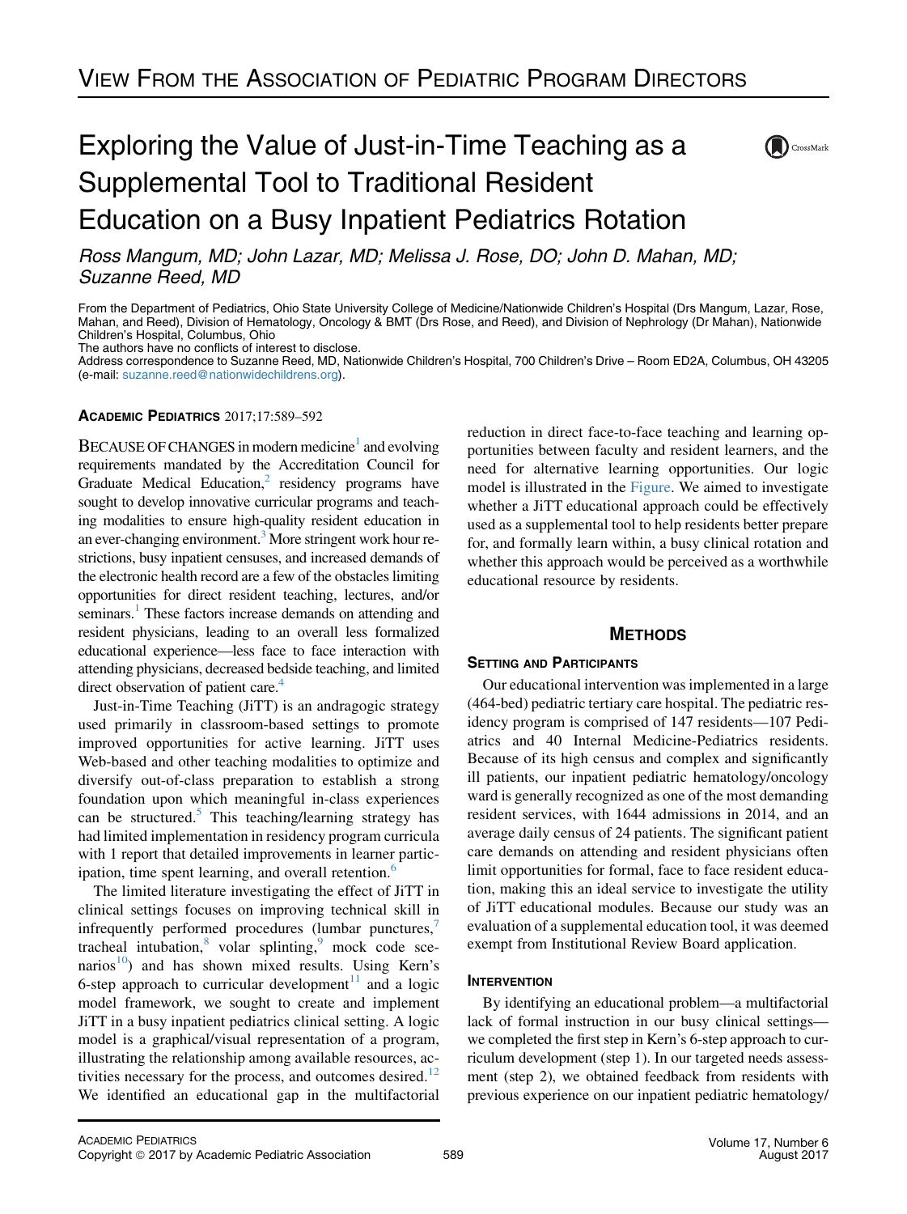VIEW FROM THE ASSOCIATION OF PEDIATRIC PROGRAM DIRECTORS

# Exploring the Value of Just-in-Time Teaching as a Supplemental Tool to Traditional Resident Education on a Busy Inpatient Pediatrics Rotation

*Ross Mangum, MD; John Lazar, MD; Melissa J. Rose, DO; John D. Mahan, MD; Suzanne Reed, MD*

From the Department of Pediatrics, Ohio State University College of Medicine/Nationwide Children's Hospital (Drs Mangum, Lazar, Rose, Mahan, and Reed), Division of Hematology, Oncology & BMT (Drs Rose, and Reed), and Division of Nephrology (Dr Mahan), Nationwide Children's Hospital, Columbus, Ohio

The authors have no conflicts of interest to disclose.

Address correspondence to Suzanne Reed, MD, Nationwide Children's Hospital, 700 Children's Drive – Room ED2A, Columbus, OH 43205 (e-mail: suzanne.reed@nationwidechildrens.org).

**ACADEMIC PEDIATRICS** 2017;17:589–592

BECAUSE OF CHANGES in modern medicine[1] and evolving requirements mandated by the Accreditation Council for Graduate Medical Education,[2] residency programs have sought to develop innovative curricular programs and teaching modalities to ensure high-quality resident education in an ever-changing environment.[3] More stringent work hour restrictions, busy inpatient censuses, and increased demands of the electronic health record are a few of the obstacles limiting opportunities for direct resident teaching, lectures, and/or seminars.[1] These factors increase demands on attending and resident physicians, leading to an overall less formalized educational experience—less face to face interaction with attending physicians, decreased bedside teaching, and limited direct observation of patient care.[4]

Just-in-Time Teaching (JiTT) is an andragogic strategy used primarily in classroom-based settings to promote improved opportunities for active learning. JiTT uses Web-based and other teaching modalities to optimize and diversify out-of-class preparation to establish a strong foundation upon which meaningful in-class experiences can be structured.[5] This teaching/learning strategy has had limited implementation in residency program curricula with 1 report that detailed improvements in learner participation, time spent learning, and overall retention.[6]

The limited literature investigating the effect of JiTT in clinical settings focuses on improving technical skill in infrequently performed procedures (lumbar punctures,[7] tracheal intubation,[8] volar splinting,[9] mock code scenarios[10]) and has shown mixed results. Using Kern's 6-step approach to curricular development[11] and a logic model framework, we sought to create and implement JiTT in a busy inpatient pediatrics clinical setting. A logic model is a graphical/visual representation of a program, illustrating the relationship among available resources, activities necessary for the process, and outcomes desired.[12] We identified an educational gap in the multifactorial reduction in direct face-to-face teaching and learning opportunities between faculty and resident learners, and the need for alternative learning opportunities. Our logic model is illustrated in the Figure. We aimed to investigate whether a JiTT educational approach could be effectively used as a supplemental tool to help residents better prepare for, and formally learn within, a busy clinical rotation and whether this approach would be perceived as a worthwhile educational resource by residents.

## METHODS

### SETTING AND PARTICIPANTS

Our educational intervention was implemented in a large (464-bed) pediatric tertiary care hospital. The pediatric residency program is comprised of 147 residents—107 Pediatrics and 40 Internal Medicine-Pediatrics residents. Because of its high census and complex and significantly ill patients, our inpatient pediatric hematology/oncology ward is generally recognized as one of the most demanding resident services, with 1644 admissions in 2014, and an average daily census of 24 patients. The significant patient care demands on attending and resident physicians often limit opportunities for formal, face to face resident education, making this an ideal service to investigate the utility of JiTT educational modules. Because our study was an evaluation of a supplemental education tool, it was deemed exempt from Institutional Review Board application.

### INTERVENTION

By identifying an educational problem—a multifactorial lack of formal instruction in our busy clinical settings—we completed the first step in Kern's 6-step approach to curriculum development (step 1). In our targeted needs assessment (step 2), we obtained feedback from residents with previous experience on our inpatient pediatric hematology/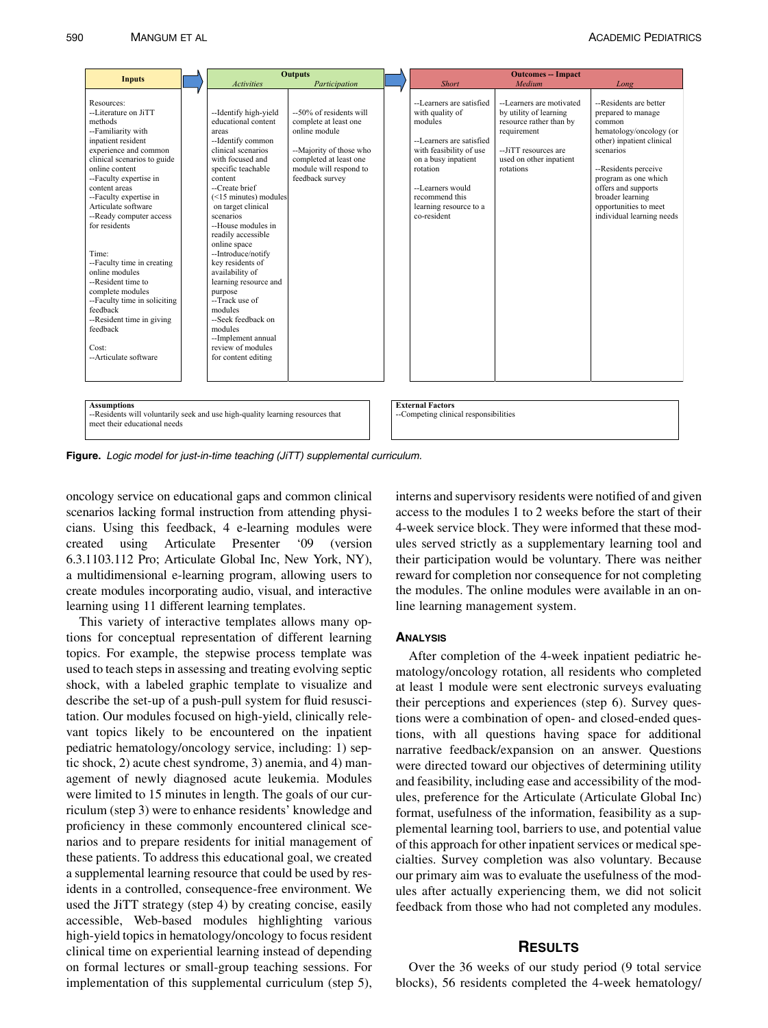| Inputs | Outputs | | Outcomes -- Impact | | |
|---|---|---|---|---|---|
| | *Activities* | *Participation* | *Short* | *Medium* | *Long* |
| Resources:<br>--Literature on JiTT methods<br>--Familiarity with inpatient resident experience and common clinical scenarios to guide online content<br>--Faculty expertise in content areas<br>--Faculty expertise in Articulate software<br>--Ready computer access for residents<br><br>Time:<br>--Faculty time in creating online modules<br>--Resident time to complete modules<br>--Faculty time in soliciting feedback<br>--Resident time in giving feedback<br><br>Cost:<br>--Articulate software | --Identify high-yield educational content areas<br>--Identify common clinical scenarios with focused and specific teachable content<br>--Create brief (<15 minutes) modules on target clinical scenarios<br>--House modules in readily accessible online space<br>--Introduce/notify key residents of availability of learning resource and purpose<br>--Track use of modules<br>--Seek feedback on modules<br>--Implement annual review of modules for content editing | --50% of residents will complete at least one online module<br><br>--Majority of those who completed at least one module will respond to feedback survey | --Learners are satisfied with quality of modules<br><br>--Learners are satisfied with feasibility of use on a busy inpatient rotation<br><br>--Learners would recommend this learning resource to a co-resident | --Learners are motivated by utility of learning resource rather than by requirement<br><br>--JiTT resources are used on other inpatient rotations | --Residents are better prepared to manage common hematology/oncology (or other) inpatient clinical scenarios<br><br>--Residents perceive program as one which offers and supports broader learning opportunities to meet individual learning needs |

| Assumptions | External Factors |
|---|---|
| --Residents will voluntarily seek and use high-quality learning resources that meet their educational needs | --Competing clinical responsibilities |

**Figure.** *Logic model for just-in-time teaching (JiTT) supplemental curriculum.*

oncology service on educational gaps and common clinical scenarios lacking formal instruction from attending physicians. Using this feedback, 4 e-learning modules were created using Articulate Presenter '09 (version 6.3.1103.112 Pro; Articulate Global Inc, New York, NY), a multidimensional e-learning program, allowing users to create modules incorporating audio, visual, and interactive learning using 11 different learning templates.

This variety of interactive templates allows many options for conceptual representation of different learning topics. For example, the stepwise process template was used to teach steps in assessing and treating evolving septic shock, with a labeled graphic template to visualize and describe the set-up of a push-pull system for fluid resuscitation. Our modules focused on high-yield, clinically relevant topics likely to be encountered on the inpatient pediatric hematology/oncology service, including: 1) septic shock, 2) acute chest syndrome, 3) anemia, and 4) management of newly diagnosed acute leukemia. Modules were limited to 15 minutes in length. The goals of our curriculum (step 3) were to enhance residents' knowledge and proficiency in these commonly encountered clinical scenarios and to prepare residents for initial management of these patients. To address this educational goal, we created a supplemental learning resource that could be used by residents in a controlled, consequence-free environment. We used the JiTT strategy (step 4) by creating concise, easily accessible, Web-based modules highlighting various high-yield topics in hematology/oncology to focus resident clinical time on experiential learning instead of depending on formal lectures or small-group teaching sessions. For implementation of this supplemental curriculum (step 5), interns and supervisory residents were notified of and given access to the modules 1 to 2 weeks before the start of their 4-week service block. They were informed that these modules served strictly as a supplementary learning tool and their participation would be voluntary. There was neither reward for completion nor consequence for not completing the modules. The online modules were available in an online learning management system.

## Analysis

After completion of the 4-week inpatient pediatric hematology/oncology rotation, all residents who completed at least 1 module were sent electronic surveys evaluating their perceptions and experiences (step 6). Survey questions were a combination of open- and closed-ended questions, with all questions having space for additional narrative feedback/expansion on an answer. Questions were directed toward our objectives of determining utility and feasibility, including ease and accessibility of the modules, preference for the Articulate (Articulate Global Inc) format, usefulness of the information, feasibility as a supplemental learning tool, barriers to use, and potential value of this approach for other inpatient services or medical specialties. Survey completion was also voluntary. Because our primary aim was to evaluate the usefulness of the modules after actually experiencing them, we did not solicit feedback from those who had not completed any modules.

# Results

Over the 36 weeks of our study period (9 total service blocks), 56 residents completed the 4-week hematology/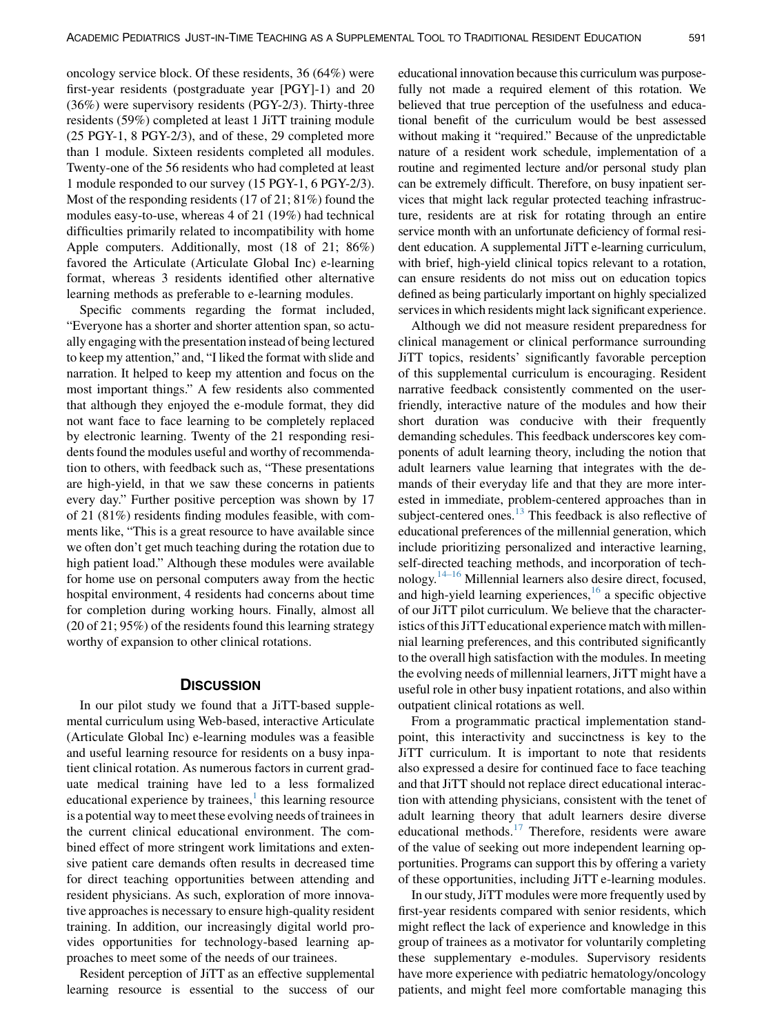oncology service block. Of these residents, 36 (64%) were first-year residents (postgraduate year [PGY]-1) and 20 (36%) were supervisory residents (PGY-2/3). Thirty-three residents (59%) completed at least 1 JiTT training module (25 PGY-1, 8 PGY-2/3), and of these, 29 completed more than 1 module. Sixteen residents completed all modules. Twenty-one of the 56 residents who had completed at least 1 module responded to our survey (15 PGY-1, 6 PGY-2/3). Most of the responding residents (17 of 21; 81%) found the modules easy-to-use, whereas 4 of 21 (19%) had technical difficulties primarily related to incompatibility with home Apple computers. Additionally, most (18 of 21; 86%) favored the Articulate (Articulate Global Inc) e-learning format, whereas 3 residents identified other alternative learning methods as preferable to e-learning modules.

Specific comments regarding the format included, "Everyone has a shorter and shorter attention span, so actually engaging with the presentation instead of being lectured to keep my attention," and, "I liked the format with slide and narration. It helped to keep my attention and focus on the most important things." A few residents also commented that although they enjoyed the e-module format, they did not want face to face learning to be completely replaced by electronic learning. Twenty of the 21 responding residents found the modules useful and worthy of recommendation to others, with feedback such as, "These presentations are high-yield, in that we saw these concerns in patients every day." Further positive perception was shown by 17 of 21 (81%) residents finding modules feasible, with comments like, "This is a great resource to have available since we often don't get much teaching during the rotation due to high patient load." Although these modules were available for home use on personal computers away from the hectic hospital environment, 4 residents had concerns about time for completion during working hours. Finally, almost all (20 of 21; 95%) of the residents found this learning strategy worthy of expansion to other clinical rotations.

## Discussion

In our pilot study we found that a JiTT-based supplemental curriculum using Web-based, interactive Articulate (Articulate Global Inc) e-learning modules was a feasible and useful learning resource for residents on a busy inpatient clinical rotation. As numerous factors in current graduate medical training have led to a less formalized educational experience by trainees,[1] this learning resource is a potential way to meet these evolving needs of trainees in the current clinical educational environment. The combined effect of more stringent work limitations and extensive patient care demands often results in decreased time for direct teaching opportunities between attending and resident physicians. As such, exploration of more innovative approaches is necessary to ensure high-quality resident training. In addition, our increasingly digital world provides opportunities for technology-based learning approaches to meet some of the needs of our trainees.

Resident perception of JiTT as an effective supplemental learning resource is essential to the success of our educational innovation because this curriculum was purposefully not made a required element of this rotation. We believed that true perception of the usefulness and educational benefit of the curriculum would be best assessed without making it "required." Because of the unpredictable nature of a resident work schedule, implementation of a routine and regimented lecture and/or personal study plan can be extremely difficult. Therefore, on busy inpatient services that might lack regular protected teaching infrastructure, residents are at risk for rotating through an entire service month with an unfortunate deficiency of formal resident education. A supplemental JiTT e-learning curriculum, with brief, high-yield clinical topics relevant to a rotation, can ensure residents do not miss out on education topics defined as being particularly important on highly specialized services in which residents might lack significant experience.

Although we did not measure resident preparedness for clinical management or clinical performance surrounding JiTT topics, residents' significantly favorable perception of this supplemental curriculum is encouraging. Resident narrative feedback consistently commented on the user-friendly, interactive nature of the modules and how their short duration was conducive with their frequently demanding schedules. This feedback underscores key components of adult learning theory, including the notion that adult learners value learning that integrates with the demands of their everyday life and that they are more interested in immediate, problem-centered approaches than in subject-centered ones.[13] This feedback is also reflective of educational preferences of the millennial generation, which include prioritizing personalized and interactive learning, self-directed teaching methods, and incorporation of technology.[14–16] Millennial learners also desire direct, focused, and high-yield learning experiences,[16] a specific objective of our JiTT pilot curriculum. We believe that the characteristics of this JiTT educational experience match with millennial learning preferences, and this contributed significantly to the overall high satisfaction with the modules. In meeting the evolving needs of millennial learners, JiTT might have a useful role in other busy inpatient rotations, and also within outpatient clinical rotations as well.

From a programmatic practical implementation standpoint, this interactivity and succinctness is key to the JiTT curriculum. It is important to note that residents also expressed a desire for continued face to face teaching and that JiTT should not replace direct educational interaction with attending physicians, consistent with the tenet of adult learning theory that adult learners desire diverse educational methods.[17] Therefore, residents were aware of the value of seeking out more independent learning opportunities. Programs can support this by offering a variety of these opportunities, including JiTT e-learning modules.

In our study, JiTT modules were more frequently used by first-year residents compared with senior residents, which might reflect the lack of experience and knowledge in this group of trainees as a motivator for voluntarily completing these supplementary e-modules. Supervisory residents have more experience with pediatric hematology/oncology patients, and might feel more comfortable managing this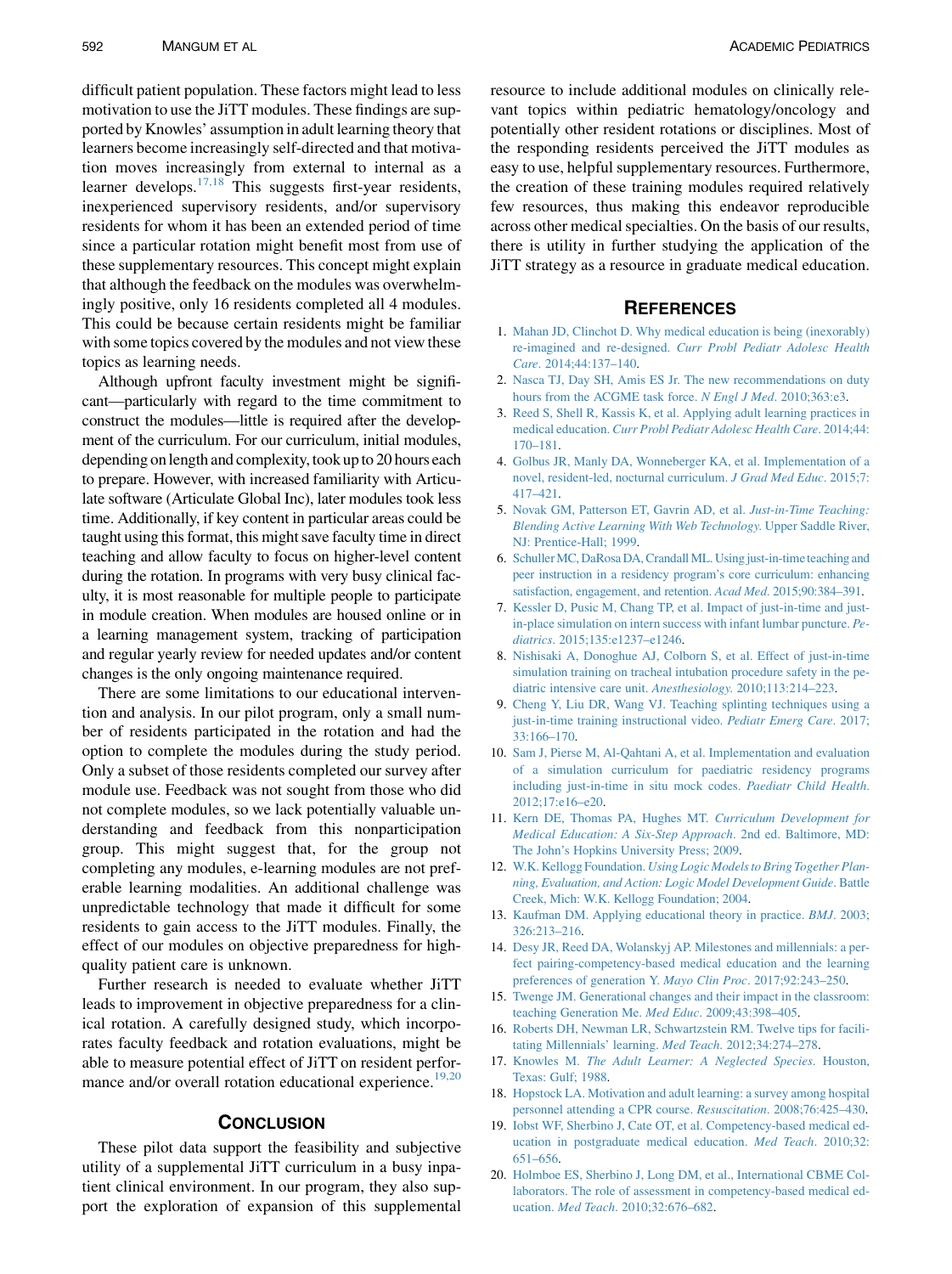difficult patient population. These factors might lead to less motivation to use the JiTT modules. These findings are supported by Knowles' assumption in adult learning theory that learners become increasingly self-directed and that motivation moves increasingly from external to internal as a learner develops.[17,18] This suggests first-year residents, inexperienced supervisory residents, and/or supervisory residents for whom it has been an extended period of time since a particular rotation might benefit most from use of these supplementary resources. This concept might explain that although the feedback on the modules was overwhelmingly positive, only 16 residents completed all 4 modules. This could be because certain residents might be familiar with some topics covered by the modules and not view these topics as learning needs.

Although upfront faculty investment might be significant—particularly with regard to the time commitment to construct the modules—little is required after the development of the curriculum. For our curriculum, initial modules, depending on length and complexity, took up to 20 hours each to prepare. However, with increased familiarity with Articulate software (Articulate Global Inc), later modules took less time. Additionally, if key content in particular areas could be taught using this format, this might save faculty time in direct teaching and allow faculty to focus on higher-level content during the rotation. In programs with very busy clinical faculty, it is most reasonable for multiple people to participate in module creation. When modules are housed online or in a learning management system, tracking of participation and regular yearly review for needed updates and/or content changes is the only ongoing maintenance required.

There are some limitations to our educational intervention and analysis. In our pilot program, only a small number of residents participated in the rotation and had the option to complete the modules during the study period. Only a subset of those residents completed our survey after module use. Feedback was not sought from those who did not complete modules, so we lack potentially valuable understanding and feedback from this nonparticipation group. This might suggest that, for the group not completing any modules, e-learning modules are not preferable learning modalities. An additional challenge was unpredictable technology that made it difficult for some residents to gain access to the JiTT modules. Finally, the effect of our modules on objective preparedness for high-quality patient care is unknown.

Further research is needed to evaluate whether JiTT leads to improvement in objective preparedness for a clinical rotation. A carefully designed study, which incorporates faculty feedback and rotation evaluations, might be able to measure potential effect of JiTT on resident performance and/or overall rotation educational experience.[19,20]

## Conclusion

These pilot data support the feasibility and subjective utility of a supplemental JiTT curriculum in a busy inpatient clinical environment. In our program, they also support the exploration of expansion of this supplemental resource to include additional modules on clinically relevant topics within pediatric hematology/oncology and potentially other resident rotations or disciplines. Most of the responding residents perceived the JiTT modules as easy to use, helpful supplementary resources. Furthermore, the creation of these training modules required relatively few resources, thus making this endeavor reproducible across other medical specialties. On the basis of our results, there is utility in further studying the application of the JiTT strategy as a resource in graduate medical education.

## References

1. Mahan JD, Clinchot D. Why medical education is being (inexorably) re-imagined and re-designed. *Curr Probl Pediatr Adolesc Health Care*. 2014;44:137–140.
2. Nasca TJ, Day SH, Amis ES Jr. The new recommendations on duty hours from the ACGME task force. *N Engl J Med*. 2010;363:e3.
3. Reed S, Shell R, Kassis K, et al. Applying adult learning practices in medical education. *Curr Probl Pediatr Adolesc Health Care*. 2014;44:170–181.
4. Golbus JR, Manly DA, Wonneberger KA, et al. Implementation of a novel, resident-led, nocturnal curriculum. *J Grad Med Educ*. 2015;7:417–421.
5. Novak GM, Patterson ET, Gavrin AD, et al. *Just-in-Time Teaching: Blending Active Learning With Web Technology*. Upper Saddle River, NJ: Prentice-Hall; 1999.
6. Schuller MC, DaRosa DA, Crandall ML. Using just-in-time teaching and peer instruction in a residency program's core curriculum: enhancing satisfaction, engagement, and retention. *Acad Med*. 2015;90:384–391.
7. Kessler D, Pusic M, Chang TP, et al. Impact of just-in-time and just-in-place simulation on intern success with infant lumbar puncture. *Pediatrics*. 2015;135:e1237–e1246.
8. Nishisaki A, Donoghue AJ, Colborn S, et al. Effect of just-in-time simulation training on tracheal intubation procedure safety in the pediatric intensive care unit. *Anesthesiology*. 2010;113:214–223.
9. Cheng Y, Liu DR, Wang VJ. Teaching splinting techniques using a just-in-time training instructional video. *Pediatr Emerg Care*. 2017;33:166–170.
10. Sam J, Pierse M, Al-Qahtani A, et al. Implementation and evaluation of a simulation curriculum for paediatric residency programs including just-in-time in situ mock codes. *Paediatr Child Health*. 2012;17:e16–e20.
11. Kern DE, Thomas PA, Hughes MT. *Curriculum Development for Medical Education: A Six-Step Approach*. 2nd ed. Baltimore, MD: The John's Hopkins University Press; 2009.
12. W.K. Kellogg Foundation. *Using Logic Models to Bring Together Planning, Evaluation, and Action: Logic Model Development Guide*. Battle Creek, Mich: W.K. Kellogg Foundation; 2004.
13. Kaufman DM. Applying educational theory in practice. *BMJ*. 2003;326:213–216.
14. Desy JR, Reed DA, Wolanskyj AP. Milestones and millennials: a perfect pairing-competency-based medical education and the learning preferences of generation Y. *Mayo Clin Proc*. 2017;92:243–250.
15. Twenge JM. Generational changes and their impact in the classroom: teaching Generation Me. *Med Educ*. 2009;43:398–405.
16. Roberts DH, Newman LR, Schwartzstein RM. Twelve tips for facilitating Millennials' learning. *Med Teach*. 2012;34:274–278.
17. Knowles M. *The Adult Learner: A Neglected Species*. Houston, Texas: Gulf; 1988.
18. Hopstock LA. Motivation and adult learning: a survey among hospital personnel attending a CPR course. *Resuscitation*. 2008;76:425–430.
19. Iobst WF, Sherbino J, Cate OT, et al. Competency-based medical education in postgraduate medical education. *Med Teach*. 2010;32:651–656.
20. Holmboe ES, Sherbino J, Long DM, et al., International CBME Collaborators. The role of assessment in competency-based medical education. *Med Teach*. 2010;32:676–682.